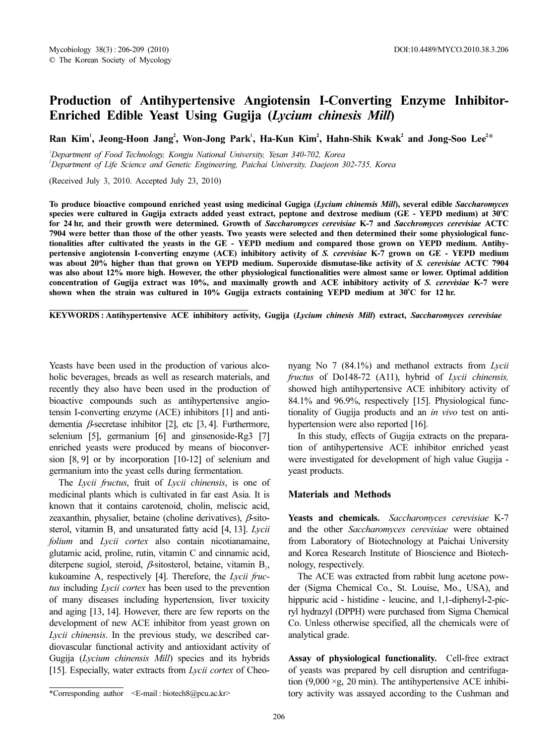# Production of Antihypertensive Angiotensin I-Converting Enzyme Inhibitor-Enriched Edible Yeast Using Gugija (*Lycium chinesis Mill*)

**Ran Kim[1], Jeong-Hoon Jang[2], Won-Jong Park[1], Ha-Kun Kim[2], Hahn-Shik Kwak[2] and Jong-Soo Lee[2]\***

[1]*Department of Food Technology, Kongju National University, Yesan 340-702, Korea*
[2]*Department of Life Science and Genetic Engineering, Paichai University, Daejeon 302-735, Korea*

(Received July 3, 2010. Accepted July 23, 2010)

**To produce bioactive compound enriched yeast using medicinal Gugiga (*Lycium chinensis Mill*), several edible *Saccharomyces* species were cultured in Gugija extracts added yeast extract, peptone and dextrose medium (GE - YEPD medium) at 30°C for 24 hr, and their growth were determined. Growth of *Saccharomyces cerevisiae* K-7 and *Sacchromyces cerevisiae* ACTC 7904 were better than those of the other yeasts. Two yeasts were selected and then determined their some physiological functionalities after cultivated the yeasts in the GE - YEPD medium and compared those grown on YEPD medium. Antihypertensive angiotensin I-converting enzyme (ACE) inhibitory activity of *S. cerevisiae* K-7 grown on GE - YEPD medium was about 20% higher than that grown on YEPD medium. Superoxide dismutase-like activity of *S. cerevisiae* ACTC 7904 was also about 12% more high. However, the other physiological functionalities were almost same or lower. Optimal addition concentration of Gugija extract was 10%, and maximally growth and ACE inhibitory activity of *S. cerevisiae* K-7 were shown when the strain was cultured in 10% Gugija extracts containing YEPD medium at 30°C for 12 hr.**

**KEYWORDS : Antihypertensive ACE inhibitory activity, Gugija (*Lycium chinesis Mill*) extract, *Saccharomyces cerevisiae***

Yeasts have been used in the production of various alcoholic beverages, breads as well as research materials, and recently they also have been used in the production of bioactive compounds such as antihypertensive angiotensin I-converting enzyme (ACE) inhibitors [1] and anti-dementia $\beta$-secretase inhibitor [2], etc [3, 4]. Furthermore, selenium [5], germanium [6] and ginsenoside-Rg3 [7] enriched yeasts were produced by means of bioconversion [8, 9] or by incorporation [10-12] of selenium and germanium into the yeast cells during fermentation.

The *Lycii fructus*, fruit of *Lycii chinensis*, is one of medicinal plants which is cultivated in far east Asia. It is known that it contains carotenoid, cholin, meliscic acid, zeaxanthin, physalier, betaine (choline derivatives), $\beta$-sitosterol, vitamin $B_1$ and unsaturated fatty acid [4, 13]. *Lycii folium* and *Lycii cortex* also contain nicotianamaine, glutamic acid, proline, rutin, vitamin C and cinnamic acid, diterpene sugiol, steroid, $\beta$-sitosterol, betaine, vitamin $B_2$, kukoamine A, respectively [4]. Therefore, the *Lycii fructus* including *Lycii cortex* has been used to the prevention of many diseases including hypertension, liver toxicity and aging [13, 14]. However, there are few reports on the development of new ACE inhibitor from yeast grown on *Lycii chinensis*. In the previous study, we described cardiovascular functional activity and antioxidant activity of Gugija (*Lycium chinensis Mill*) species and its hybrids [15]. Especially, water extracts from *Lycii cortex* of Cheonyang No 7 (84.1%) and methanol extracts from *Lycii fructus* of Do148-72 (A11), hybrid of *Lycii chinensis,* showed high antihypertensive ACE inhibitory activity of 84.1% and 96.9%, respectively [15]. Physiological functionality of Gugija products and an *in vivo* test on antihypertension were also reported [16].

In this study, effects of Gugija extracts on the preparation of antihypertensive ACE inhibitor enriched yeast were investigated for development of high value Gugija - yeast products.

## Materials and Methods

**Yeasts and chemicals.** *Saccharomyces cerevisiae* K-7 and the other *Saccharomyces cerevisiae* were obtained from Laboratory of Biotechnology at Paichai University and Korea Research Institute of Bioscience and Biotechnology, respectively.

The ACE was extracted from rabbit lung acetone powder (Sigma Chemical Co., St. Louise, Mo., USA), and hippuric acid - histidine - leucine, and 1,1-diphenyl-2-picryl hydrazyl (DPPH) were purchased from Sigma Chemical Co. Unless otherwise specified, all the chemicals were of analytical grade.

**Assay of physiological functionality.** Cell-free extract of yeasts was prepared by cell disruption and centrifugation (9,000 ×g, 20 min). The antihypertensive ACE inhibitory activity was assayed according to the Cushman and

\*Corresponding author <E-mail : biotech8@pcu.ac.kr>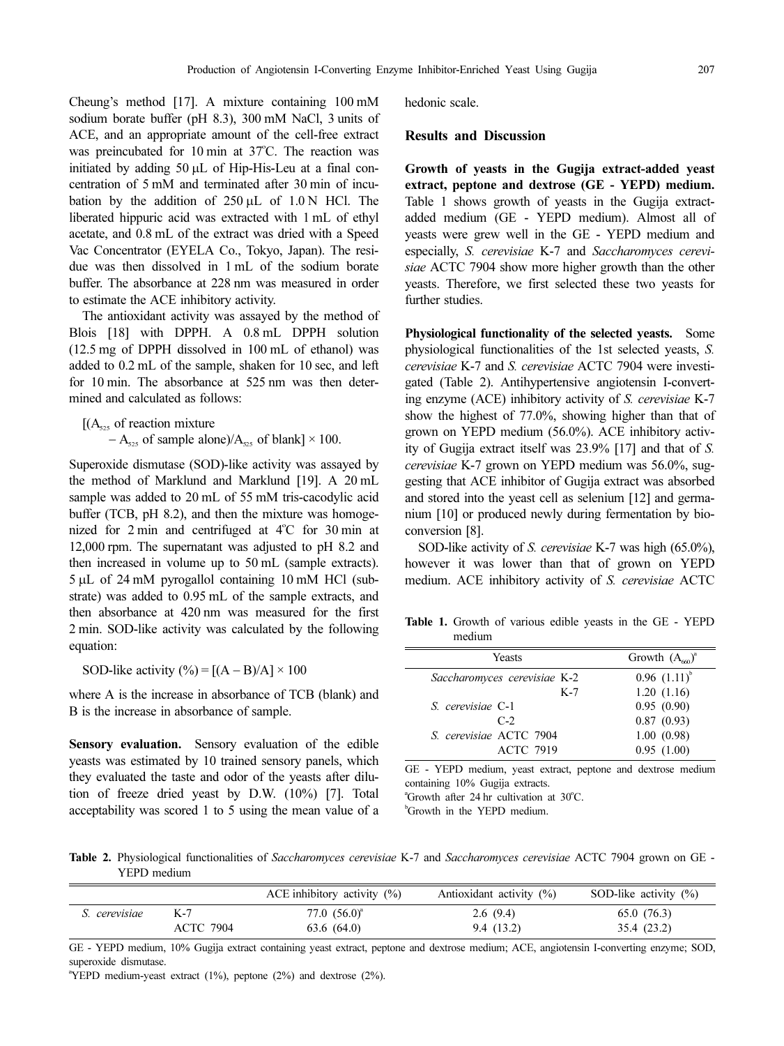Cheung's method [17]. A mixture containing 100 mM sodium borate buffer (pH 8.3), 300 mM NaCl, 3 units of ACE, and an appropriate amount of the cell-free extract was preincubated for 10 min at 37°C. The reaction was initiated by adding 50 μL of Hip-His-Leu at a final concentration of 5 mM and terminated after 30 min of incubation by the addition of 250 μL of 1.0 N HCl. The liberated hippuric acid was extracted with 1 mL of ethyl acetate, and 0.8 mL of the extract was dried with a Speed Vac Concentrator (EYELA Co., Tokyo, Japan). The residue was then dissolved in 1 mL of the sodium borate buffer. The absorbance at 228 nm was measured in order to estimate the ACE inhibitory activity.

The antioxidant activity was assayed by the method of Blois [18] with DPPH. A 0.8 mL DPPH solution (12.5 mg of DPPH dissolved in 100 mL of ethanol) was added to 0.2 mL of the sample, shaken for 10 sec, and left for 10 min. The absorbance at 525 nm was then determined and calculated as follows:

$$[(A_{525} \text{ of reaction mixture} - A_{525} \text{ of sample alone})/A_{525} \text{ of blank}] \times 100.$$

Superoxide dismutase (SOD)-like activity was assayed by the method of Marklund and Marklund [19]. A 20 mL sample was added to 20 mL of 55 mM tris-cacodylic acid buffer (TCB, pH 8.2), and then the mixture was homogenized for 2 min and centrifuged at 4°C for 30 min at 12,000 rpm. The supernatant was adjusted to pH 8.2 and then increased in volume up to 50 mL (sample extracts). 5 μL of 24 mM pyrogallol containing 10 mM HCl (substrate) was added to 0.95 mL of the sample extracts, and then absorbance at 420 nm was measured for the first 2 min. SOD-like activity was calculated by the following equation:

$$\text{SOD-like activity (\%)} = [(A - B)/A] \times 100$$

where A is the increase in absorbance of TCB (blank) and B is the increase in absorbance of sample.

**Sensory evaluation.** Sensory evaluation of the edible yeasts was estimated by 10 trained sensory panels, which they evaluated the taste and odor of the yeasts after dilution of freeze dried yeast by D.W. (10%) [7]. Total acceptability was scored 1 to 5 using the mean value of a hedonic scale.

## Results and Discussion

**Growth of yeasts in the Gugija extract-added yeast extract, peptone and dextrose (GE - YEPD) medium.** Table 1 shows growth of yeasts in the Gugija extract-added medium (GE - YEPD medium). Almost all of yeasts were grew well in the GE - YEPD medium and especially, *S. cerevisiae* K-7 and *Saccharomyces cerevisiae* ACTC 7904 show more higher growth than the other yeasts. Therefore, we first selected these two yeasts for further studies.

**Physiological functionality of the selected yeasts.** Some physiological functionalities of the 1st selected yeasts, *S. cerevisiae* K-7 and *S. cerevisiae* ACTC 7904 were investigated (Table 2). Antihypertensive angiotensin I-converting enzyme (ACE) inhibitory activity of *S. cerevisiae* K-7 show the highest of 77.0%, showing higher than that of grown on YEPD medium (56.0%). ACE inhibitory activity of Gugija extract itself was 23.9% [17] and that of *S. cerevisiae* K-7 grown on YEPD medium was 56.0%, suggesting that ACE inhibitor of Gugija extract was absorbed and stored into the yeast cell as selenium [12] and germanium [10] or produced newly during fermentation by bioconversion [8].

SOD-like activity of *S. cerevisiae* K-7 was high (65.0%), however it was lower than that of grown on YEPD medium. ACE inhibitory activity of *S. cerevisiae* ACTC

**Table 1.** Growth of various edible yeasts in the GE - YEPD medium

| Yeasts | Growth ($A_{660}$)[a] |
|---|---|
| *Saccharomyces cerevisiae* K-2 | 0.96 (1.11)[b] |
| K-7 | 1.20 (1.16) |
| *S. cerevisiae* C-1 | 0.95 (0.90) |
| C-2 | 0.87 (0.93) |
| *S. cerevisiae* ACTC 7904 | 1.00 (0.98) |
| ACTC 7919 | 0.95 (1.00) |

GE - YEPD medium, yeast extract, peptone and dextrose medium containing 10% Gugija extracts.
[a]Growth after 24 hr cultivation at 30°C.
[b]Growth in the YEPD medium.

**Table 2.** Physiological functionalities of *Saccharomyces cerevisiae* K-7 and *Saccharomyces cerevisiae* ACTC 7904 grown on GE - YEPD medium

| | | ACE inhibitory activity (%) | Antioxidant activity (%) | SOD-like activity (%) |
|---|---|---|---|---|
| *S. cerevisiae* | K-7 | 77.0 (56.0)[a] | 2.6 (9.4) | 65.0 (76.3) |
| | ACTC 7904 | 63.6 (64.0) | 9.4 (13.2) | 35.4 (23.2) |

GE - YEPD medium, 10% Gugija extract containing yeast extract, peptone and dextrose medium; ACE, angiotensin I-converting enzyme; SOD, superoxide dismutase.
[a]YEPD medium-yeast extract (1%), peptone (2%) and dextrose (2%).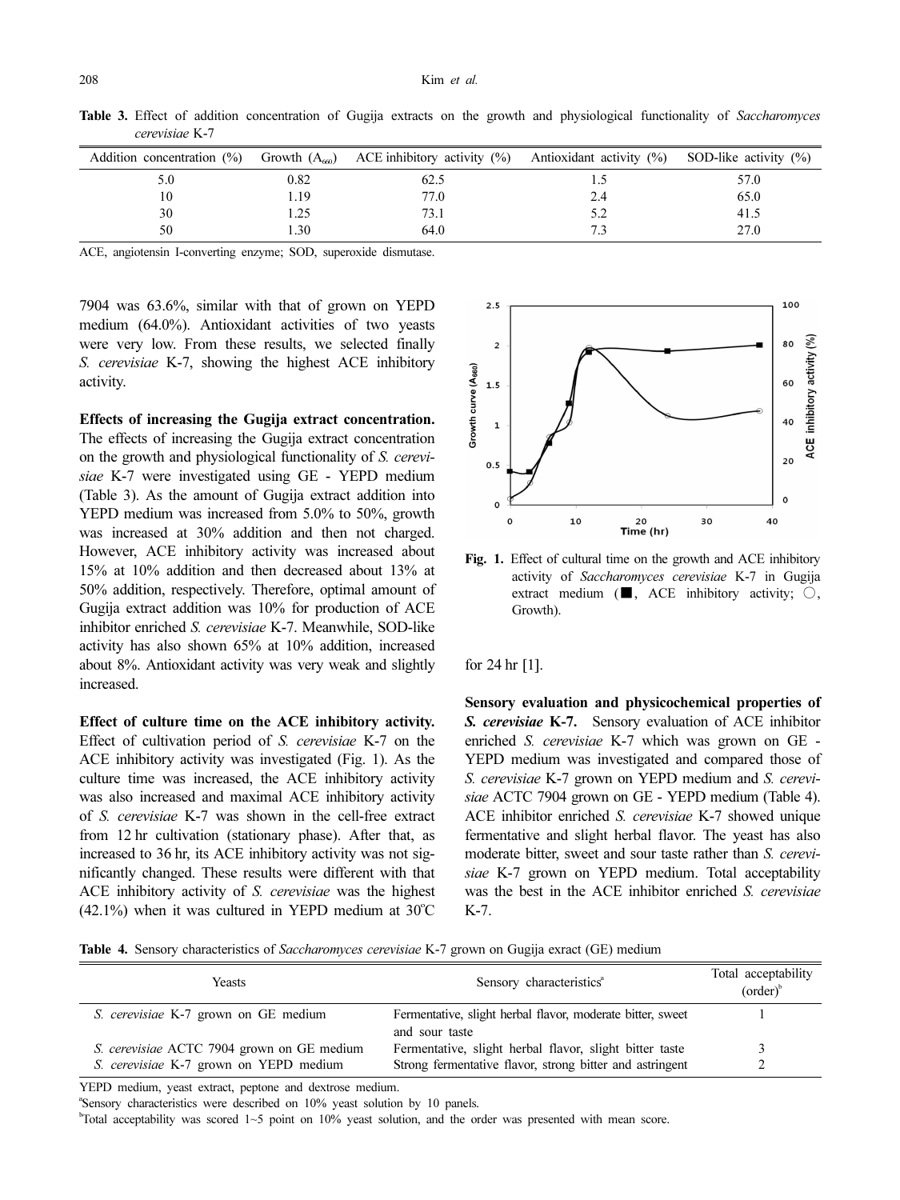**Table 3.** Effect of addition concentration of Gugija extracts on the growth and physiological functionality of *Saccharomyces cerevisiae* K-7

| Addition concentration (%) | Growth ($A_{660}$) | ACE inhibitory activity (%) | Antioxidant activity (%) | SOD-like activity (%) |
|---|---|---|---|---|
| 5.0 | 0.82 | 62.5 | 1.5 | 57.0 |
| 10 | 1.19 | 77.0 | 2.4 | 65.0 |
| 30 | 1.25 | 73.1 | 5.2 | 41.5 |
| 50 | 1.30 | 64.0 | 7.3 | 27.0 |

ACE, angiotensin I-converting enzyme; SOD, superoxide dismutase.

7904 was 63.6%, similar with that of grown on YEPD medium (64.0%). Antioxidant activities of two yeasts were very low. From these results, we selected finally *S. cerevisiae* K-7, showing the highest ACE inhibitory activity.

**Effects of increasing the Gugija extract concentration.** The effects of increasing the Gugija extract concentration on the growth and physiological functionality of *S. cerevisiae* K-7 were investigated using GE - YEPD medium (Table 3). As the amount of Gugija extract addition into YEPD medium was increased from 5.0% to 50%, growth was increased at 30% addition and then not charged. However, ACE inhibitory activity was increased about 15% at 10% addition and then decreased about 13% at 50% addition, respectively. Therefore, optimal amount of Gugija extract addition was 10% for production of ACE inhibitor enriched *S. cerevisiae* K-7. Meanwhile, SOD-like activity has also shown 65% at 10% addition, increased about 8%. Antioxidant activity was very weak and slightly increased.

**Effect of culture time on the ACE inhibitory activity.** Effect of cultivation period of *S. cerevisiae* K-7 on the ACE inhibitory activity was investigated (Fig. 1). As the culture time was increased, the ACE inhibitory activity was also increased and maximal ACE inhibitory activity of *S. cerevisiae* K-7 was shown in the cell-free extract from 12 hr cultivation (stationary phase). After that, as increased to 36 hr, its ACE inhibitory activity was not significantly changed. These results were different with that ACE inhibitory activity of *S. cerevisiae* was the highest (42.1%) when it was cultured in YEPD medium at 30°C for 24 hr [1].

**Fig. 1.** Effect of cultural time on the growth and ACE inhibitory activity of *Saccharomyces cerevisiae* K-7 in Gugija extract medium (■, ACE inhibitory activity; ○, Growth).

**Sensory evaluation and physicochemical properties of *S. cerevisiae* K-7.** Sensory evaluation of ACE inhibitor enriched *S. cerevisiae* K-7 which was grown on GE - YEPD medium was investigated and compared those of *S. cerevisiae* K-7 grown on YEPD medium and *S. cerevisiae* ACTC 7904 grown on GE - YEPD medium (Table 4). ACE inhibitor enriched *S. cerevisiae* K-7 showed unique fermentative and slight herbal flavor. The yeast has also moderate bitter, sweet and sour taste rather than *S. cerevisiae* K-7 grown on YEPD medium. Total acceptability was the best in the ACE inhibitor enriched *S. cerevisiae* K-7.

**Table 4.** Sensory characteristics of *Saccharomyces cerevisiae* K-7 grown on Gugija exract (GE) medium

| Yeasts | Sensory characteristics[a] | Total acceptability (order)[b] |
|---|---|---|
| *S. cerevisiae* K-7 grown on GE medium | Fermentative, slight herbal flavor, moderate bitter, sweet and sour taste | 1 |
| *S. cerevisiae* ACTC 7904 grown on GE medium | Fermentative, slight herbal flavor, slight bitter taste | 3 |
| *S. cerevisiae* K-7 grown on YEPD medium | Strong fermentative flavor, strong bitter and astringent | 2 |

YEPD medium, yeast extract, peptone and dextrose medium.

[a]Sensory characteristics were described on 10% yeast solution by 10 panels.

[b]Total acceptability was scored 1~5 point on 10% yeast solution, and the order was presented with mean score.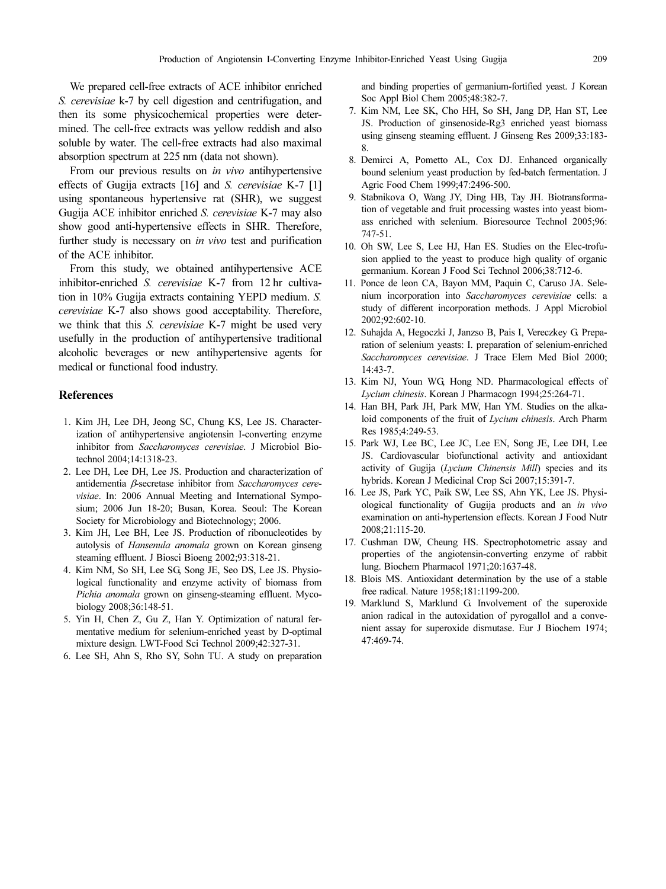We prepared cell-free extracts of ACE inhibitor enriched *S. cerevisiae* k-7 by cell digestion and centrifugation, and then its some physicochemical properties were determined. The cell-free extracts was yellow reddish and also soluble by water. The cell-free extracts had also maximal absorption spectrum at 225 nm (data not shown).

From our previous results on *in vivo* antihypertensive effects of Gugija extracts [16] and *S. cerevisiae* K-7 [1] using spontaneous hypertensive rat (SHR), we suggest Gugija ACE inhibitor enriched *S. cerevisiae* K-7 may also show good anti-hypertensive effects in SHR. Therefore, further study is necessary on *in vivo* test and purification of the ACE inhibitor.

From this study, we obtained antihypertensive ACE inhibitor-enriched *S. cerevisiae* K-7 from 12 hr cultivation in 10% Gugija extracts containing YEPD medium. *S. cerevisiae* K-7 also shows good acceptability. Therefore, we think that this *S. cerevisiae* K-7 might be used very usefully in the production of antihypertensive traditional alcoholic beverages or new antihypertensive agents for medical or functional food industry.

## References

1. Kim JH, Lee DH, Jeong SC, Chung KS, Lee JS. Characterization of antihypertensive angiotensin I-converting enzyme inhibitor from *Saccharomyces cerevisiae*. J Microbiol Biotechnol 2004;14:1318-23.
2. Lee DH, Lee DH, Lee JS. Production and characterization of antidementia $\beta$-secretase inhibitor from *Saccharomyces cerevisiae*. In: 2006 Annual Meeting and International Symposium; 2006 Jun 18-20; Busan, Korea. Seoul: The Korean Society for Microbiology and Biotechnology; 2006.
3. Kim JH, Lee BH, Lee JS. Production of ribonucleotides by autolysis of *Hansenula anomala* grown on Korean ginseng steaming effluent. J Biosci Bioeng 2002;93:318-21.
4. Kim NM, So SH, Lee SG, Song JE, Seo DS, Lee JS. Physiological functionality and enzyme activity of biomass from *Pichia anomala* grown on ginseng-steaming effluent. Mycobiology 2008;36:148-51.
5. Yin H, Chen Z, Gu Z, Han Y. Optimization of natural fermentative medium for selenium-enriched yeast by D-optimal mixture design. LWT-Food Sci Technol 2009;42:327-31.
6. Lee SH, Ahn S, Rho SY, Sohn TU. A study on preparation and binding properties of germanium-fortified yeast. J Korean Soc Appl Biol Chem 2005;48:382-7.
7. Kim NM, Lee SK, Cho HH, So SH, Jang DP, Han ST, Lee JS. Production of ginsenoside-Rg3 enriched yeast biomass using ginseng steaming effluent. J Ginseng Res 2009;33:183-8.
8. Demirci A, Pometto AL, Cox DJ. Enhanced organically bound selenium yeast production by fed-batch fermentation. J Agric Food Chem 1999;47:2496-500.
9. Stabnikova O, Wang JY, Ding HB, Tay JH. Biotransformation of vegetable and fruit processing wastes into yeast biomass enriched with selenium. Bioresource Technol 2005;96:747-51.
10. Oh SW, Lee S, Lee HJ, Han ES. Studies on the Elec-trofusion applied to the yeast to produce high quality of organic germanium. Korean J Food Sci Technol 2006;38:712-6.
11. Ponce de leon CA, Bayon MM, Paquin C, Caruso JA. Selenium incorporation into *Saccharomyces cerevisiae* cells: a study of different incorporation methods. J Appl Microbiol 2002;92:602-10.
12. Suhajda A, Hegoczki J, Janzso B, Pais I, Vereczkey G. Preparation of selenium yeasts: I. preparation of selenium-enriched *Saccharomyces cerevisiae*. J Trace Elem Med Biol 2000;14:43-7.
13. Kim NJ, Youn WG, Hong ND. Pharmacological effects of *Lycium chinesis*. Korean J Pharmacogn 1994;25:264-71.
14. Han BH, Park JH, Park MW, Han YM. Studies on the alkaloid components of the fruit of *Lycium chinesis*. Arch Pharm Res 1985;4:249-53.
15. Park WJ, Lee BC, Lee JC, Lee EN, Song JE, Lee DH, Lee JS. Cardiovascular biofunctional activity and antioxidant activity of Gugija (*Lycium Chinensis Mill*) species and its hybrids. Korean J Medicinal Crop Sci 2007;15:391-7.
16. Lee JS, Park YC, Paik SW, Lee SS, Ahn YK, Lee JS. Physiological functionality of Gugija products and an *in vivo* examination on anti-hypertension effects. Korean J Food Nutr 2008;21:115-20.
17. Cushman DW, Cheung HS. Spectrophotometric assay and properties of the angiotensin-converting enzyme of rabbit lung. Biochem Pharmacol 1971;20:1637-48.
18. Blois MS. Antioxidant determination by the use of a stable free radical. Nature 1958;181:1199-200.
19. Marklund S, Marklund G. Involvement of the superoxide anion radical in the autoxidation of pyrogallol and a convenient assay for superoxide dismutase. Eur J Biochem 1974;47:469-74.